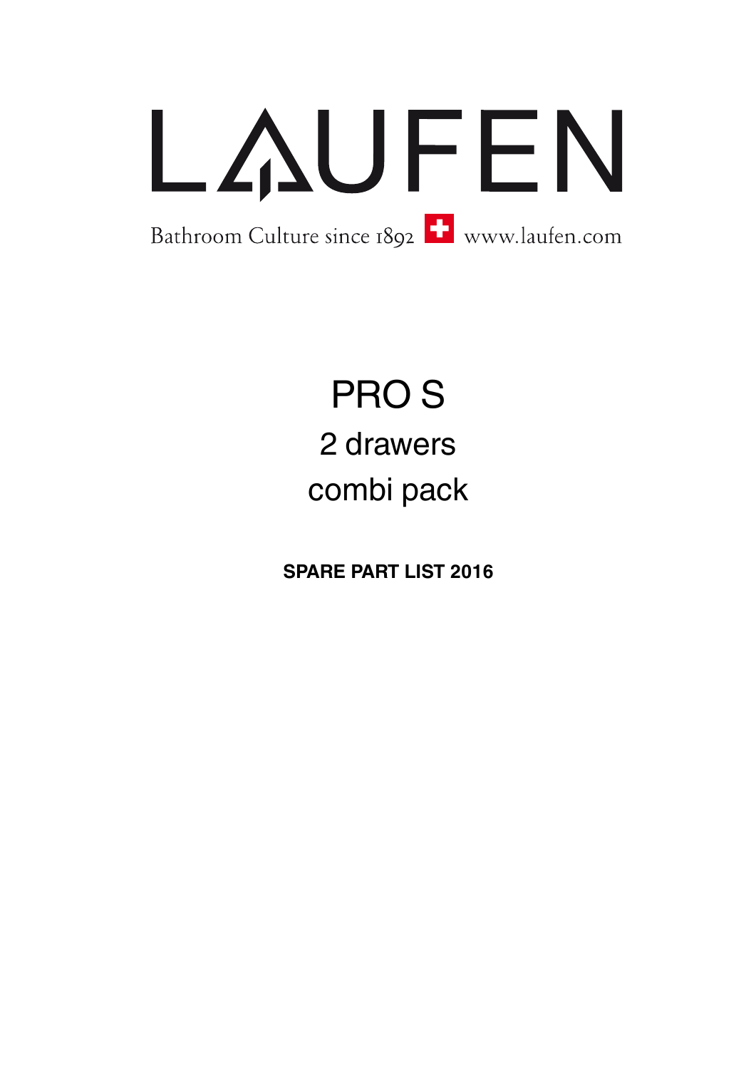# LAUFEN

Bathroom Culture since 1892 www.laufen.com

# PRO S

## 2 drawers

## combi pack

**SPARE PART LIST 2016**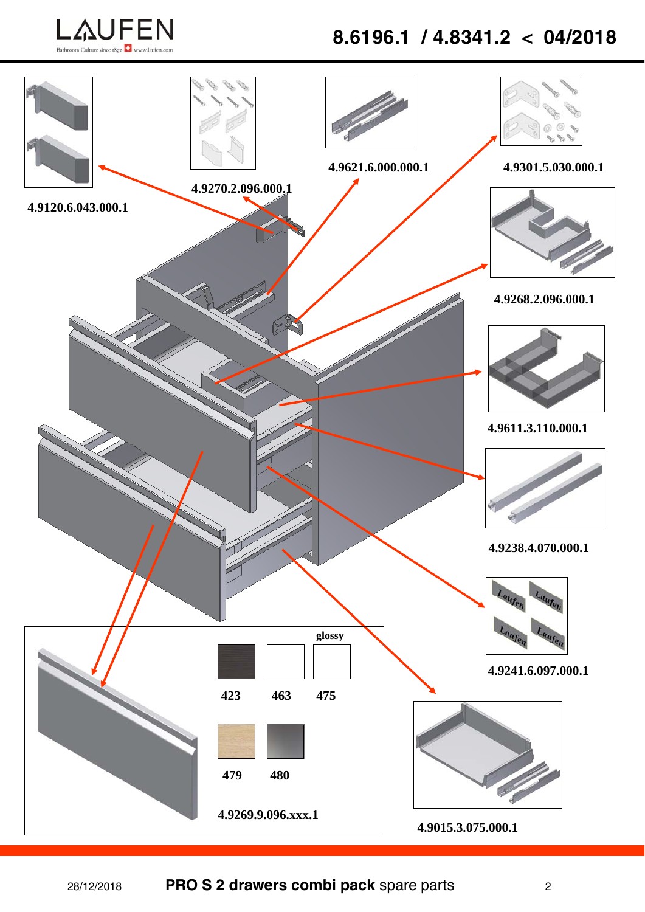# 8.6196.1 / 4.8341.2 < 04/2018

4.9120.6.043.000.1

4.9270.2.096.000.1

4.9621.6.000.000.1

4.9301.5.030.000.1

4.9268.2.096.000.1

4.9611.3.110.000.1

4.9238.4.070.000.1

4.9241.6.097.000.1

4.9015.3.075.000.1

glossy

423 463 475

479 480

4.9269.9.096.xxx.1

28/12/2018 **PRO S 2 drawers combi pack** spare parts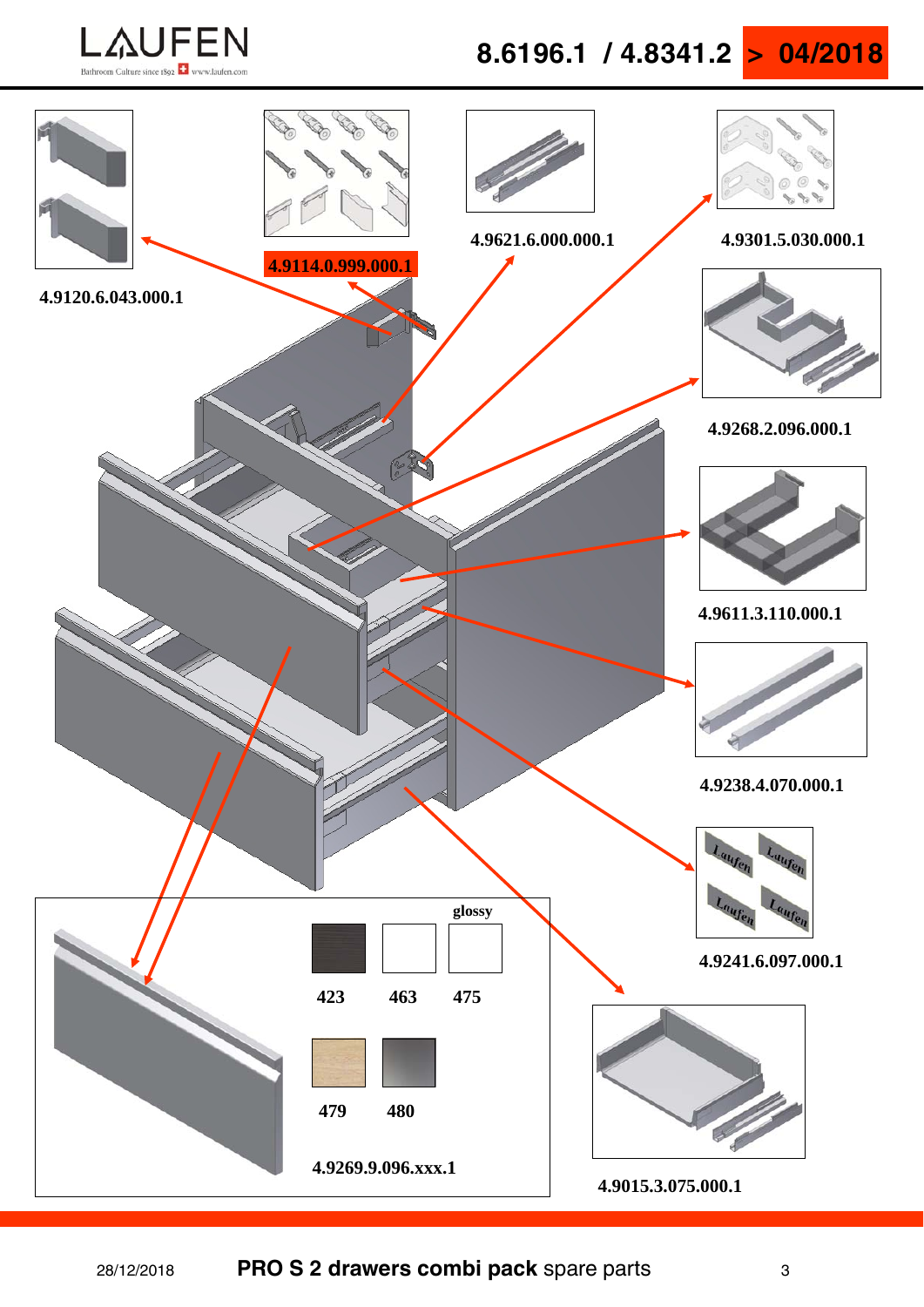# 8.6196.1 / 4.8341.2 > 04/2018

4.9120.6.043.000.1

4.9114.0.999.000.1

4.9621.6.000.000.1

4.9301.5.030.000.1

4.9268.2.096.000.1

4.9611.3.110.000.1

4.9238.4.070.000.1

4.9241.6.097.000.1

4.9015.3.075.000.1

glossy

423 463 475

479 480

4.9269.9.096.xxx.1

28/12/2018 **PRO S 2 drawers combi pack** spare parts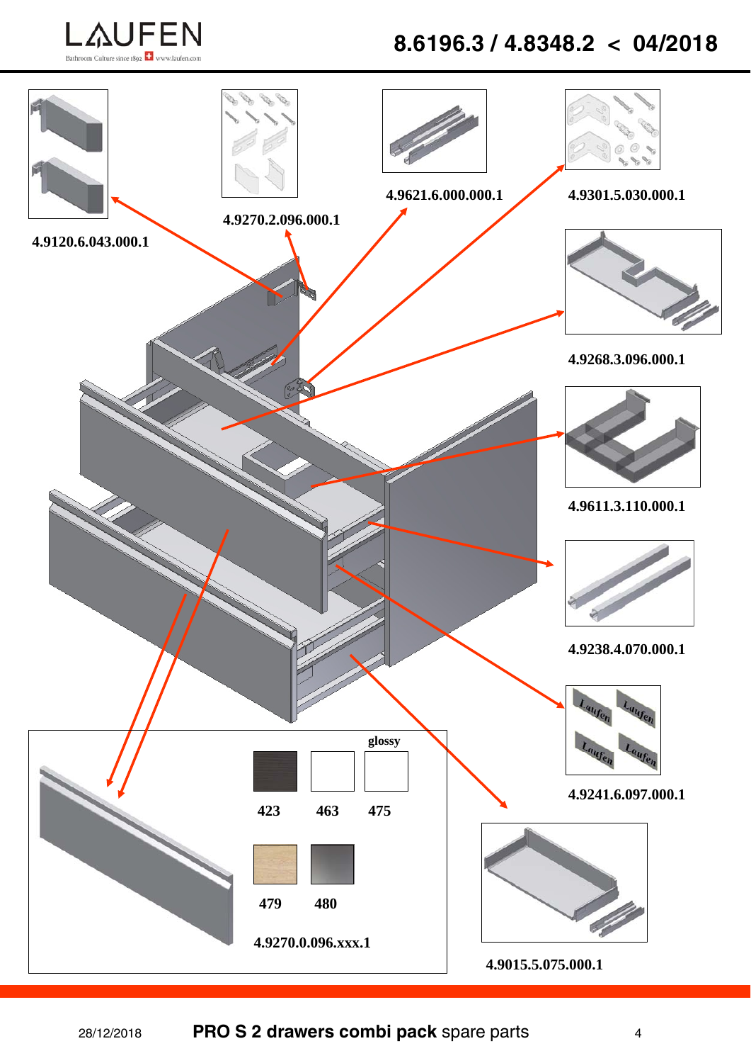# 8.6196.3 / 4.8348.2 < 04/2018

4.9120.6.043.000.1

4.9270.2.096.000.1

4.9621.6.000.000.1

4.9301.5.030.000.1

4.9268.3.096.000.1

4.9611.3.110.000.1

4.9238.4.070.000.1

4.9241.6.097.000.1

glossy

423 463 475

479 480

4.9270.0.096.xxx.1

4.9015.5.075.000.1

28/12/2018 **PRO S 2 drawers combi pack** spare parts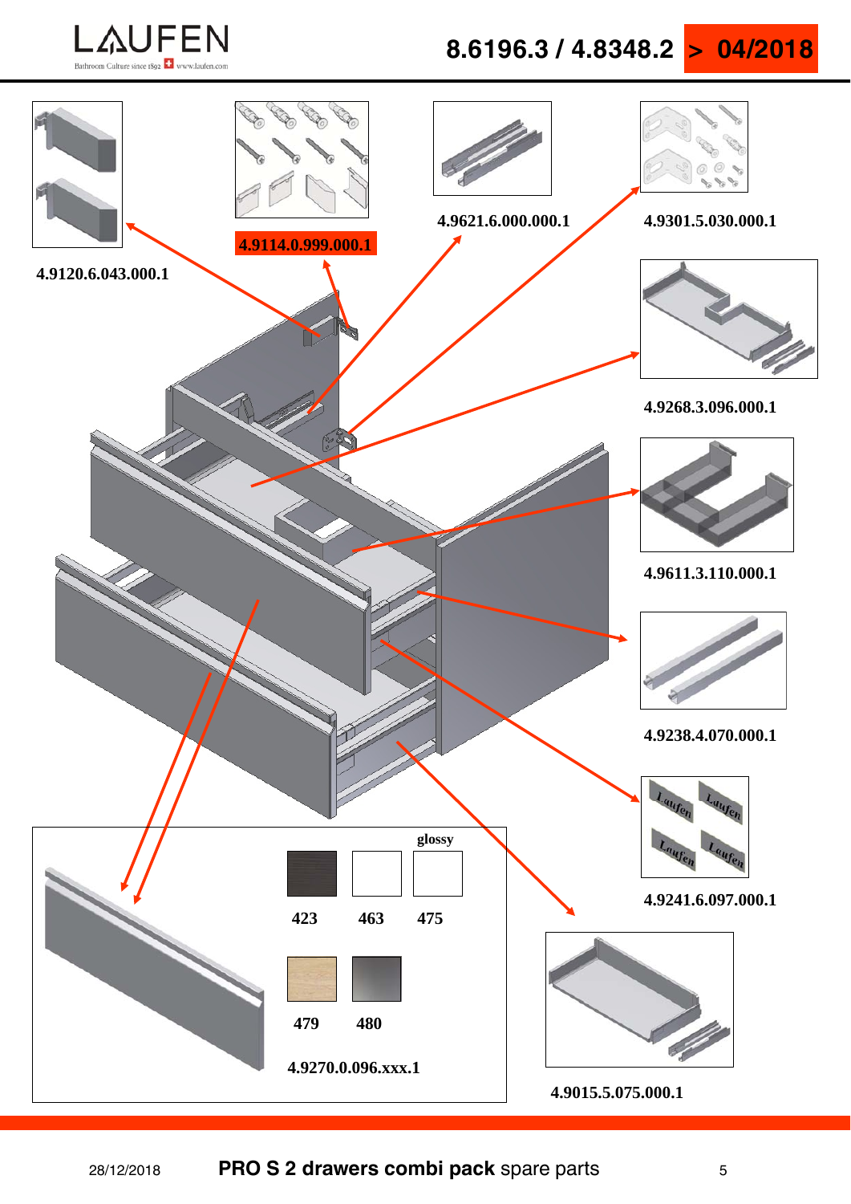# 8.6196.3 / 4.8348.2 > 04/2018

4.9120.6.043.000.1

4.9114.0.999.000.1

4.9621.6.000.000.1

4.9301.5.030.000.1

4.9268.3.096.000.1

4.9611.3.110.000.1

4.9238.4.070.000.1

4.9241.6.097.000.1

4.9015.5.075.000.1

glossy

| 423 | 463 | 475 |
|---|---|---|
| 479 | 480 | |

4.9270.0.096.xxx.1

28/12/2018 **PRO S 2 drawers combi pack** spare parts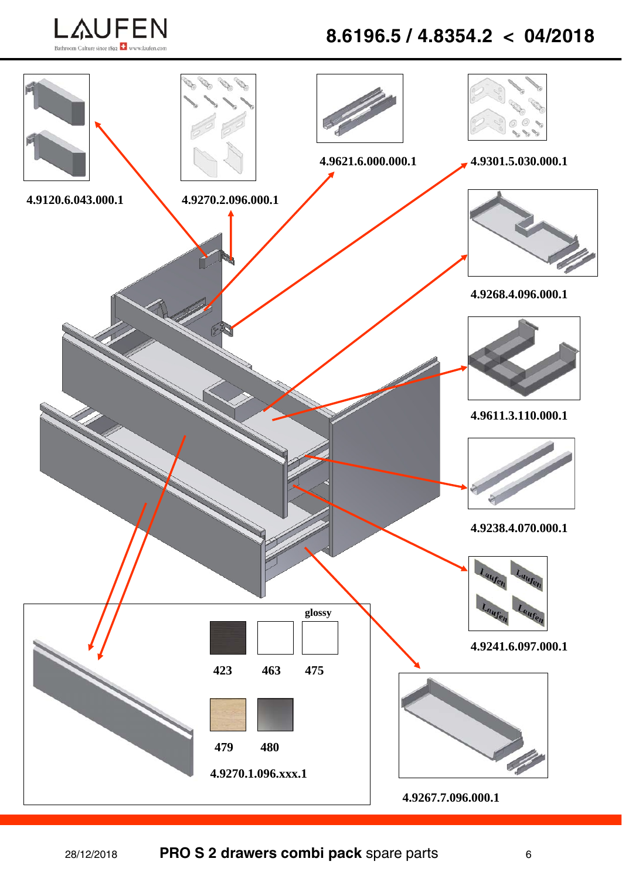# 8.6196.5 / 4.8354.2 < 04/2018

4.9120.6.043.000.1

4.9270.2.096.000.1

4.9621.6.000.000.1

4.9301.5.030.000.1

4.9268.4.096.000.1

4.9611.3.110.000.1

4.9238.4.070.000.1

4.9241.6.097.000.1

4.9267.7.096.000.1

glossy

423 463 475

479 480

4.9270.1.096.xxx.1

28/12/2018 **PRO S 2 drawers combi pack** spare parts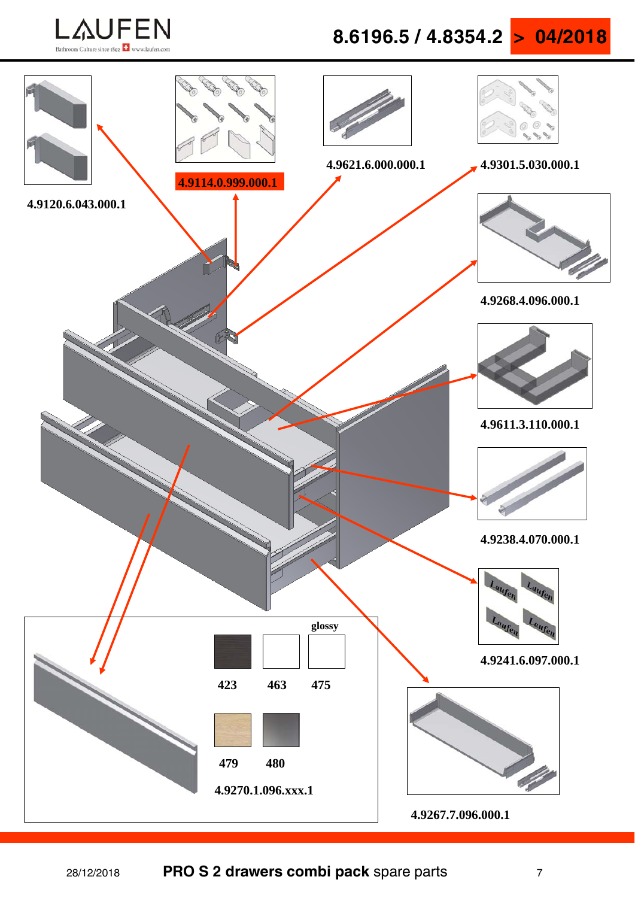# 8.6196.5 / 4.8354.2 > 04/2018

4.9120.6.043.000.1

4.9114.0.999.000.1

4.9621.6.000.000.1

4.9301.5.030.000.1

4.9268.4.096.000.1

4.9611.3.110.000.1

4.9238.4.070.000.1

4.9241.6.097.000.1

glossy

423 463 475

479 480

4.9270.1.096.xxx.1

4.9267.7.096.000.1

28/12/2018 **PRO S 2 drawers combi pack** spare parts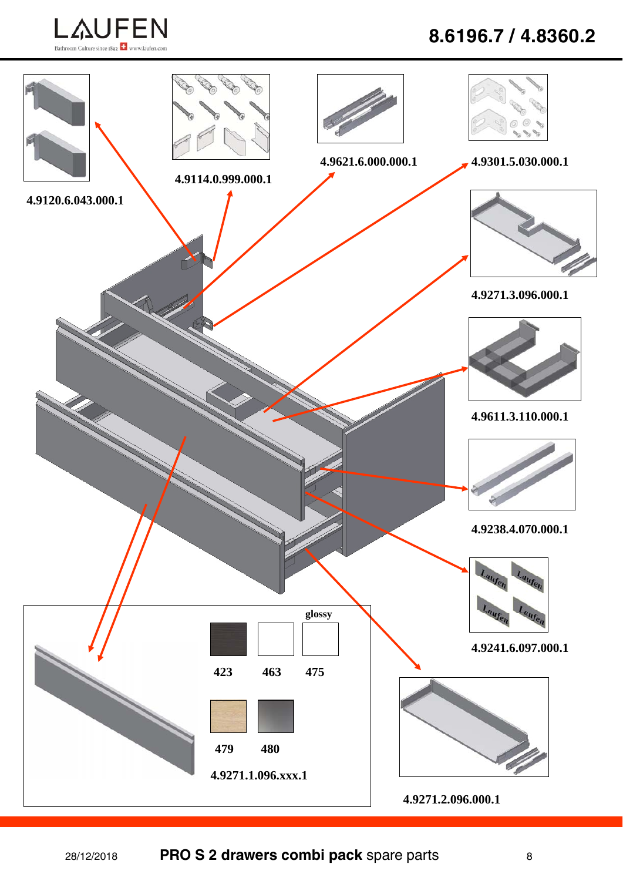# 8.6196.7 / 4.8360.2

4.9120.6.043.000.1

4.9114.0.999.000.1

4.9621.6.000.000.1

4.9301.5.030.000.1

4.9271.3.096.000.1

4.9611.3.110.000.1

4.9238.4.070.000.1

4.9241.6.097.000.1

glossy

423 463 475

479 480

4.9271.1.096.xxx.1

4.9271.2.096.000.1

28/12/2018 **PRO S 2 drawers combi pack** spare parts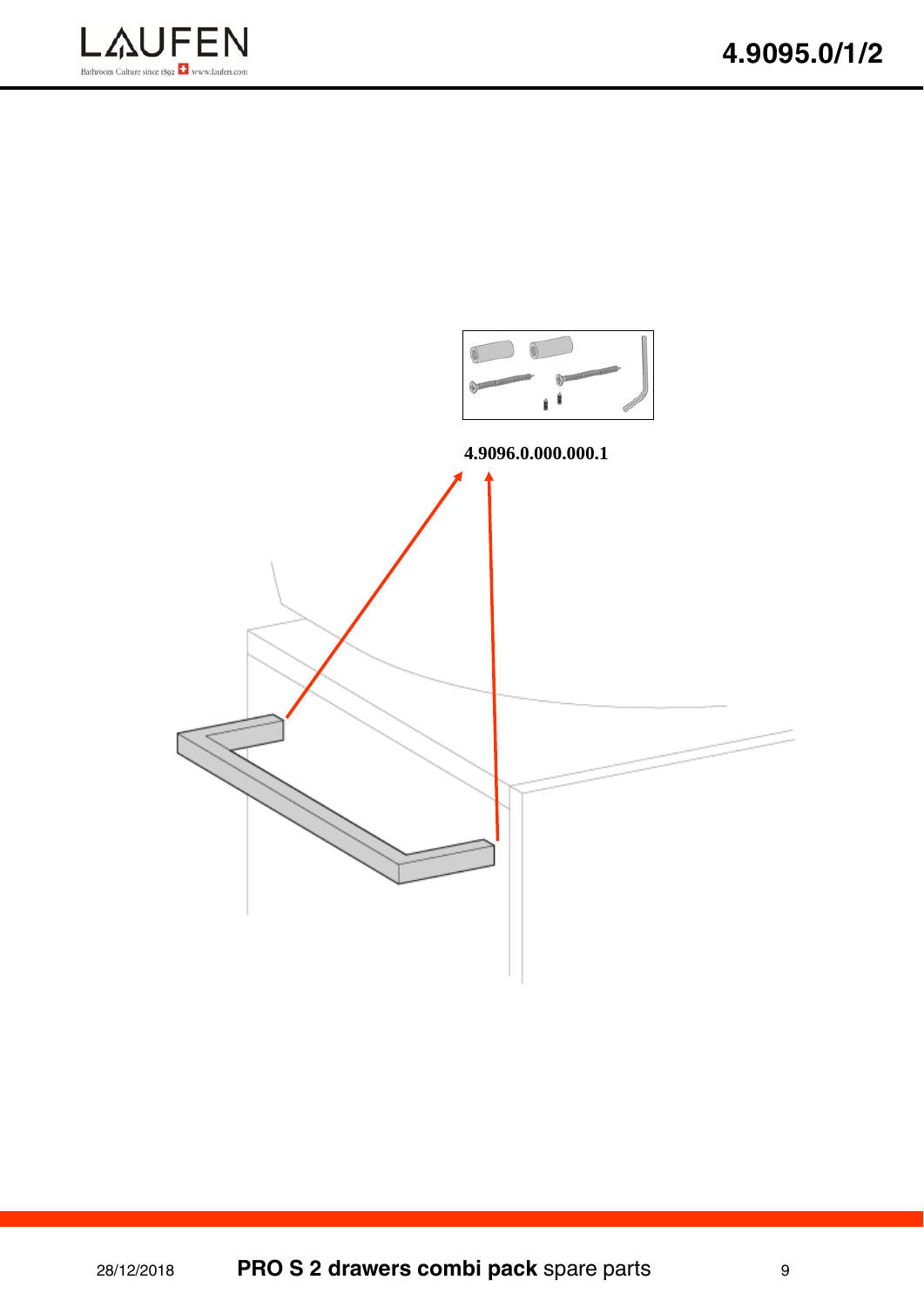4.9096.0.000.000.1